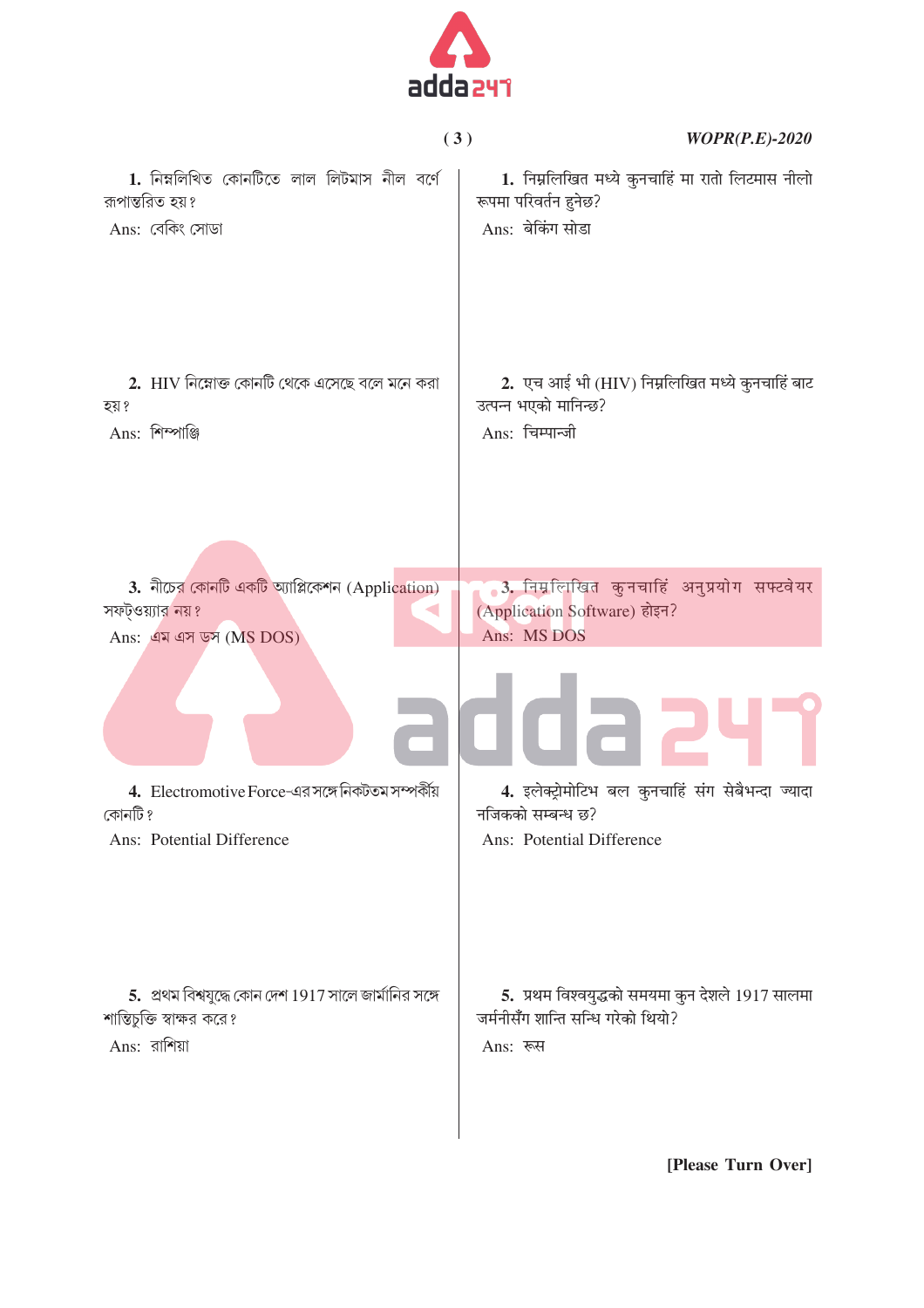WOPR(P.E)-2020

**1.** নিম্নলিখিত কোনটিতে লাল লিটমাস নীল বর্ণে রূপান্তরিত হয়?

Ans: বেকিং সোডা

**2.** HIV নিম্নোক্ত কোনটি থেকে এসেছে বলে মনে করা হয়?

Ans: শিম্পাঞ্জি

**3.** নীচের কোনটি একটি অ্যাপ্লিকেশন (Application) সফ্টওয়্যার নয়?

Ans: এম এস ডস (MS DOS)

**4.** Electromotive Force-এর সঙ্গে নিকটতম সম্পর্কীয় কোনটি?

Ans: Potential Difference

**5.** প্রথম বিশ্বযুদ্ধে কোন দেশ 1917 সালে জার্মানির সঙ্গে শান্তিচুক্তি স্বাক্ষর করে?

Ans: রাশিয়া

**1.** निम्नलिखित मध्ये कुनचाहिं मा रातो लिटमास नीलो रूपमा परिवर्तन हुनेछ?

Ans: बेकिंग सोडा

**2.** एच आई भी (HIV) निम्नलिखित मध्ये कुनचाहिं बाट उत्पन्न भएको मानिन्छ?

Ans: चिम्पान्जी

**3.** निम्नलिखित कुनचाहिं अनुप्रयोग सफ्टवेयर (Application Software) होइन?

Ans: MS DOS

**4.** इलेक्ट्रोमोटिभ बल कुनचाहिं संग सेबैभन्दा ज्यादा नजिकको सम्बन्ध छ?

Ans: Potential Difference

**5.** प्रथम विश्वयुद्धको समयमा कुन देशले 1917 सालमा जर्मनीसँग शान्ति सन्धि गरेको थियो?

Ans: रूस

[Please Turn Over]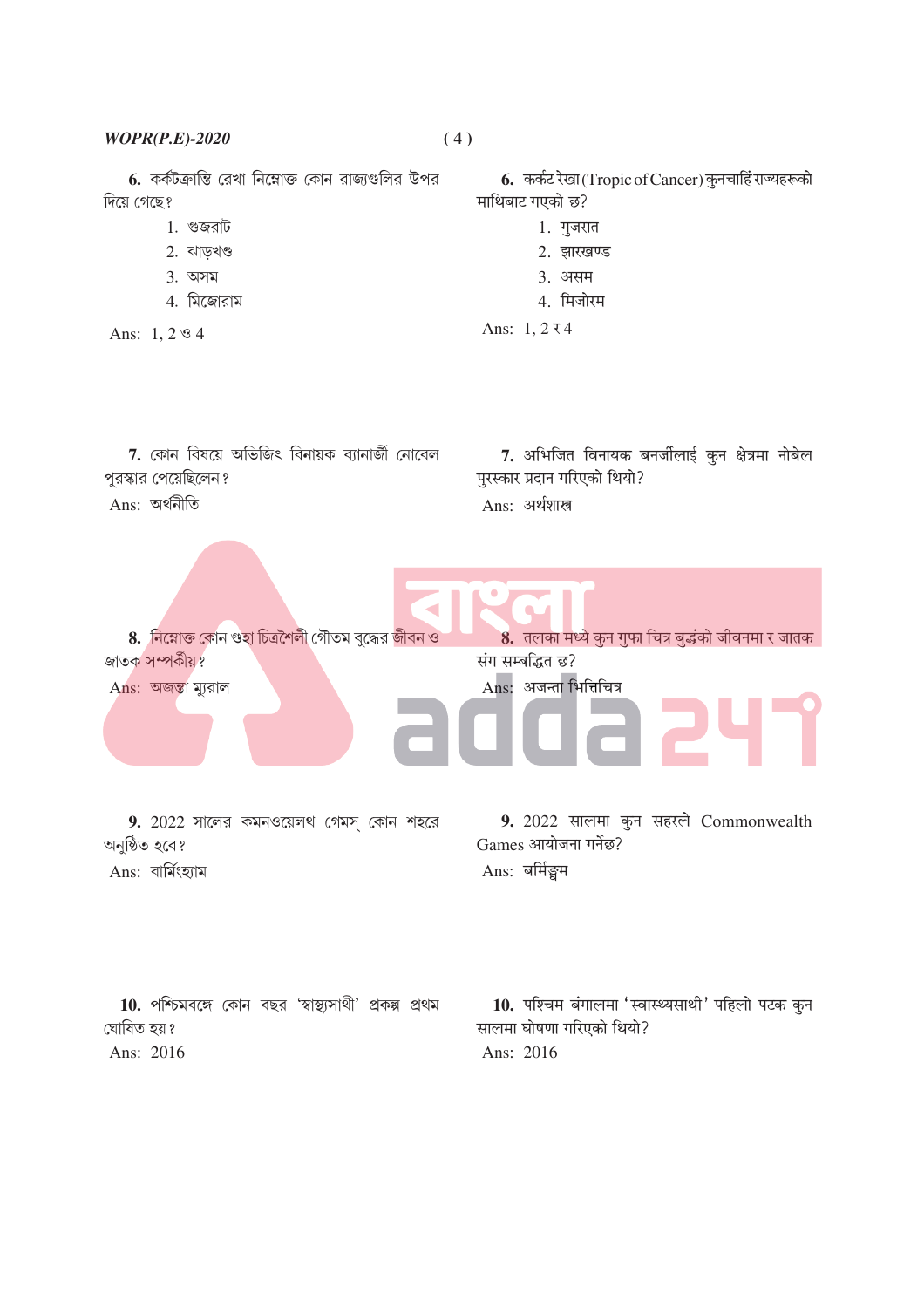**6.** কর্কটক্রান্তি রেখা নিম্নোক্ত কোন রাজ্যগুলির উপর দিয়ে গেছে?

1. গুজরাট
2. ঝাড়খণ্ড
3. অসম
4. মিজোরাম

Ans: 1, 2 ও 4

**6.** कर्कट रेखा (Tropic of Cancer) कुनचाहिं राज्यहरूको माथिबाट गएको छ?

1. गुजरात
2. झारखण्ड
3. असम
4. मिजोरम

Ans: 1, 2 र 4

**7.** কোন বিষয়ে অভিজিৎ বিনায়ক ব্যানার্জী নোবেল পুরস্কার পেয়েছিলেন?

Ans: অর্থনীতি

**7.** अभिजित विनायक बनर्जीलाई कुन क्षेत्रमा नोबेल पुरस्कार प्रदान गरिएको थियो?

Ans: अर्थशास्त्र

**8.** নিম্নোক্ত কোন গুহা চিত্রশৈলী গৌতম বুদ্ধের জীবন ও জাতক সম্পর্কীয়?

Ans: অজন্তা ম্যুরাল

**8.** तलका मध्ये कुन गुफा चित्र बुद्धको जीवनमा र जातक संग सम्बद्धित छ?

Ans: अजन्ता भित्तिचित्र

**9.** 2022 সালের কমনওয়েলথ গেমস্ কোন শহরে অনুষ্ঠিত হবে?

Ans: বার্মিংহ্যাম

**9.** 2022 सालमा कुन सहरले Commonwealth Games आयोजना गर्नेछ?

Ans: बर्मिङ्घम

**10.** পশ্চিমবঙ্গে কোন বছর 'স্বাস্থ্যসাথী' প্রকল্প প্রথম ঘোষিত হয়?

Ans: 2016

**10.** पश्चिम बंगालमा 'स्वास्थ्यसाथी' पहिलो पटक कुन सालमा घोषणा गरिएको थियो?

Ans: 2016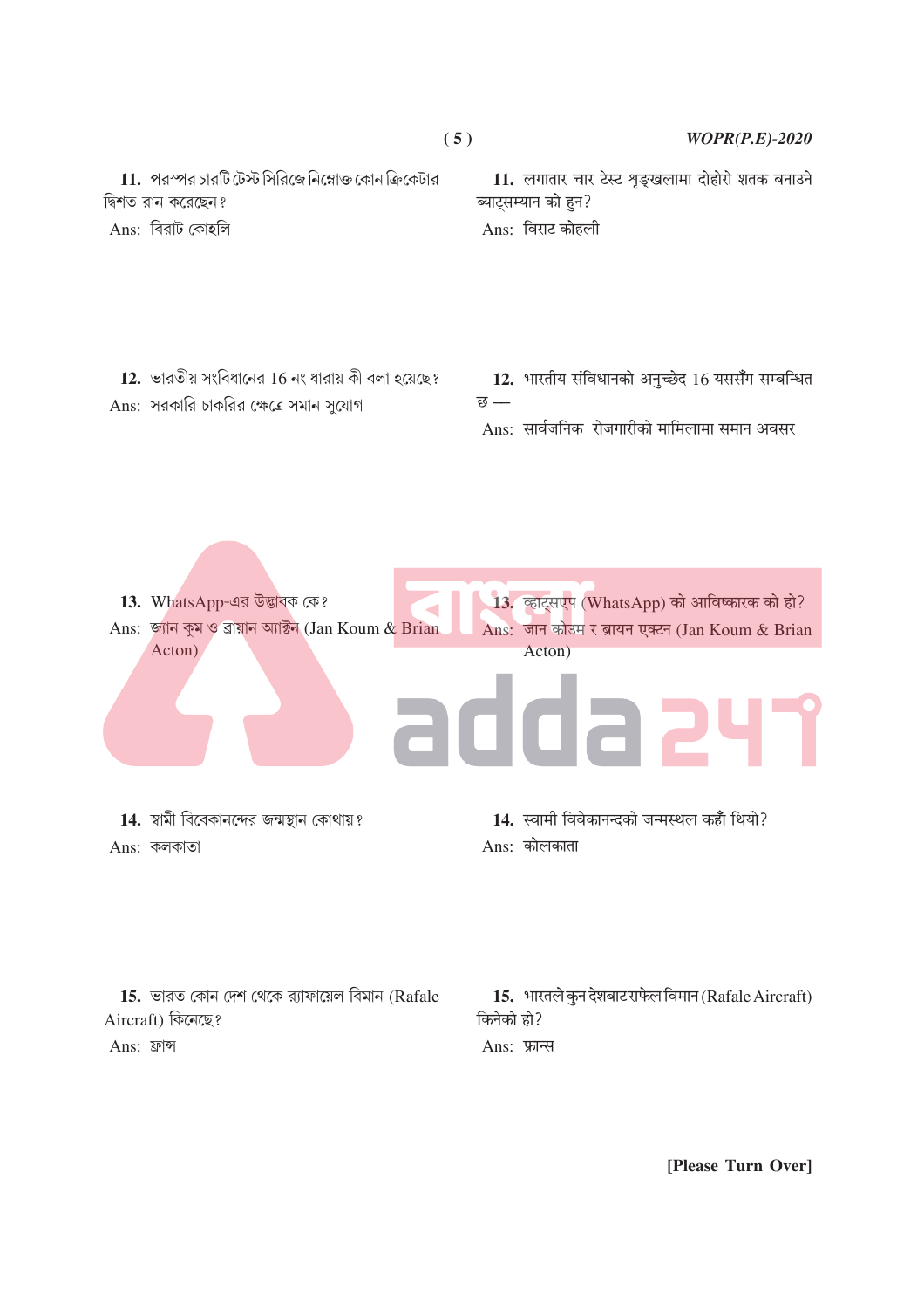11. পরস্পর চারটি টেস্ট সিরিজে নিম্নোক্ত কোন ক্রিকেটার দ্বিশত রান করেছেন?

Ans: বিরাট কোহলি

11. लगातार चार टेस्ट शृङ्खलामा दोहोरो शतक बनाउने ब्याट्सम्यान को हुन?

Ans: विराट कोहली

12. ভারতীয় সংবিধানের 16 নং ধারায় কী বলা হয়েছে?

Ans: সরকারি চাকরির ক্ষেত্রে সমান সুযোগ

12. भारतीय संविधानको अनुच्छेद 16 यससँग सम्बन्धित छ —

Ans: सार्वजनिक रोजगारीको मामिलामा समान अवसर

13. WhatsApp-এর উদ্ভাবক কে?

Ans: জ্যান কুম ও ব্রায়ান অ্যাক্টন (Jan Koum & Brian Acton)

13. व्हाट्सएप (WhatsApp) को आविष्कारक को हो?

Ans: जान कोउम र ब्रायन एक्टन (Jan Koum & Brian Acton)

14. স্বামী বিবেকানন্দের জন্মস্থান কোথায়?

Ans: কলকাতা

14. स्वामी विवेकानन्दको जन्मस्थल कहाँ थियो?

Ans: कोलकाता

15. ভারত কোন দেশ থেকে র‍্যাফায়েল বিমান (Rafale Aircraft) কিনেছে?

Ans: ফ্রান্স

15. भारतले कुन देशबाट राफेल विमान (Rafale Aircraft) किनेको हो?

Ans: फ्रान्स

[Please Turn Over]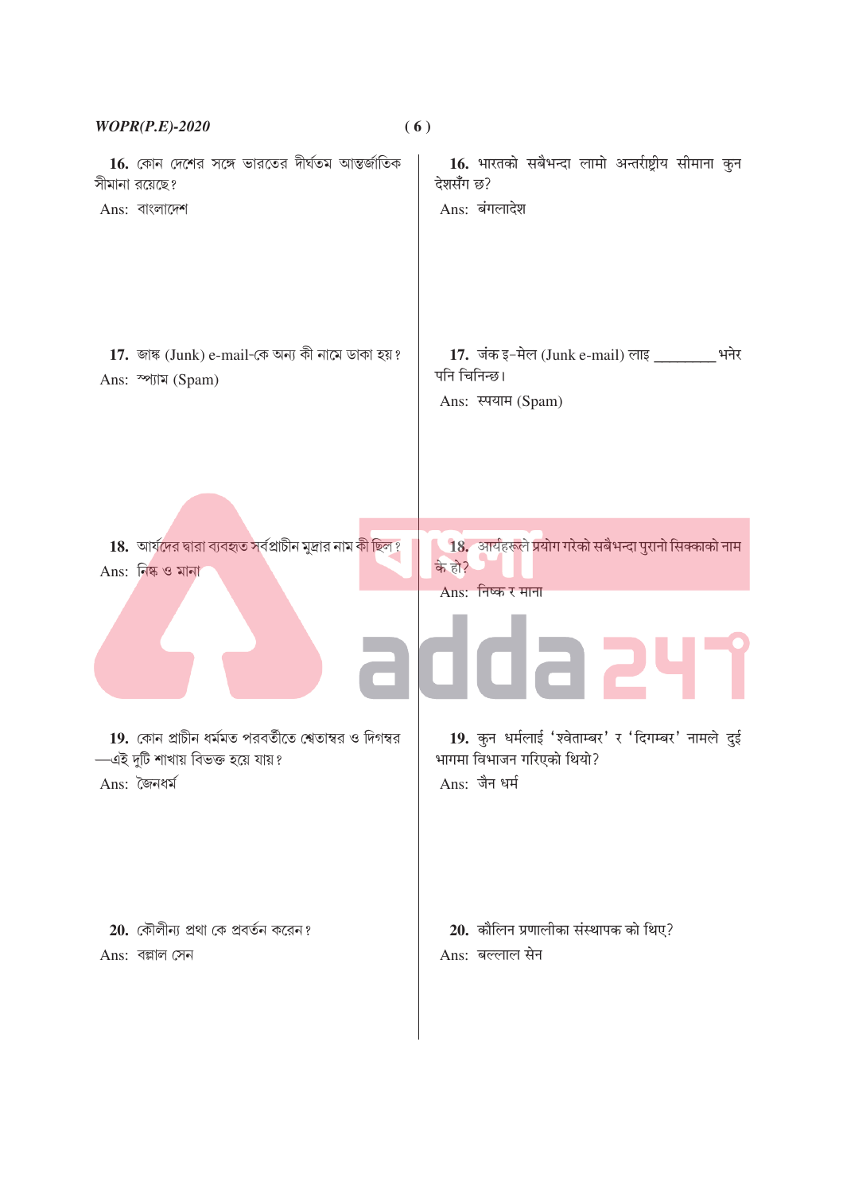**16.** কোন দেশের সঙ্গে ভারতের দীর্ঘতম আন্তর্জাতিক সীমানা রয়েছে?

Ans: বাংলাদেশ

**16.** भारतको सबैभन्दा लामो अन्तर्राष्ट्रीय सीमाना कुन देशसँग छ?

Ans: बंगलादेश

**17.** জাঙ্ক (Junk) e-mail-কে অন্য কী নামে ডাকা হয়?

Ans: স্প্যাম (Spam)

**17.** जंक इ-मेल (Junk e-mail) लाइ ________ भनेर पनि चिनिन्छ।

Ans: स्पयाम (Spam)

**18.** আর্যদের দ্বারা ব্যবহৃত সর্বপ্রাচীন মুদ্রার নাম কী ছিল?

Ans: নিষ্ক ও মানা

**18.** आर्यहरूले प्रयोग गरेको सबैभन्दा पुरानो सिक्काको नाम के हो?

Ans: निष्क र माना

**19.** কোন প্রাচীন ধর্মমত পরবর্তীতে শ্বেতাম্বর ও দিগম্বর —এই দুটি শাখায় বিভক্ত হয়ে যায়?

Ans: জৈনধর্ম

**19.** कुन धर्मलाई 'श्वेताम्बर' र 'दिगम्बर' नामले दुई भागमा विभाजन गरिएको थियो?

Ans: जैन धर्म

**20.** কৌলীন্য প্রথা কে প্রবর্তন করেন?

Ans: বল্লাল সেন

**20.** कौलिन प्रणालीका संस्थापक को थिए?

Ans: बल्लाल सेन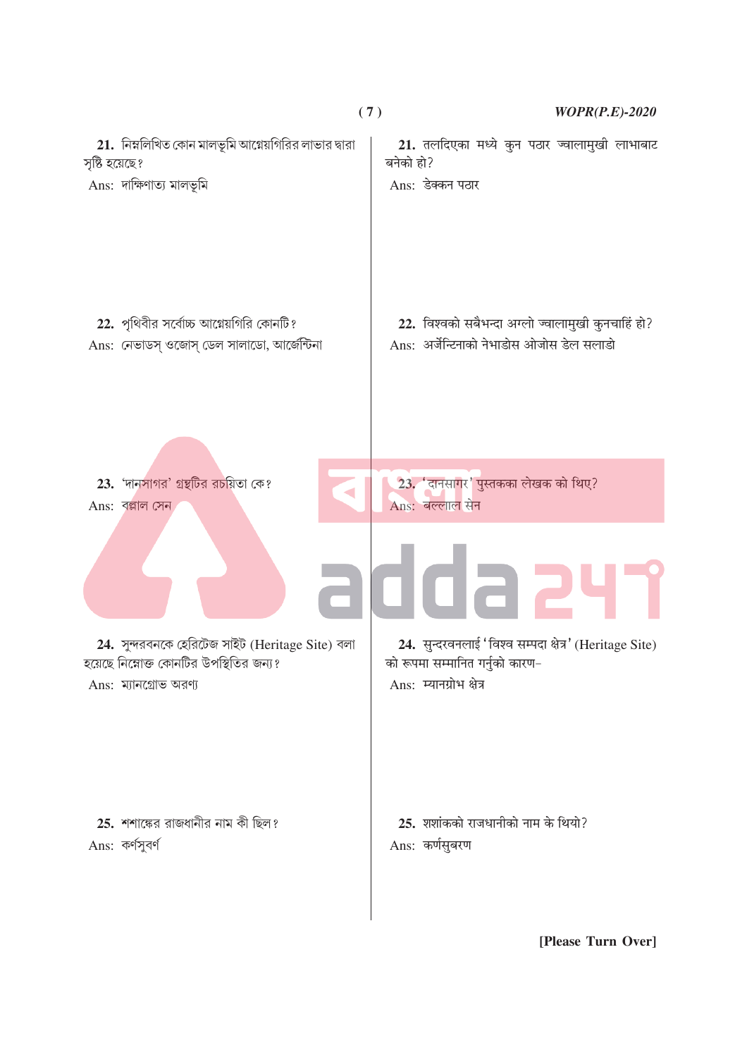**21.** নিম্নলিখিত কোন মালভূমি আগ্নেয়গিরির লাভার দ্বারা সৃষ্টি হয়েছে?

Ans: দাক্ষিণাত্য মালভূমি

**21.** तलदिएका मध्ये कुन पठार ज्वालामुखी लाभाबाट बनेको हो?

Ans: डेक्कन पठार

**22.** পৃথিবীর সর্বোচ্চ আগ্নেয়গিরি কোনটি?

Ans: নেভাডস্ ওজোস্ ডেল সালাডো, আর্জেন্টিনা

**22.** विश्वको सबैभन्दा अग्लो ज्वालामुखी कुनचाहिं हो?

Ans: अर्जेन्टिनाको नेभाडोस ओजोस डेल सलाडो

**23.** 'দানসাগর' গ্রন্থটির রচয়িতা কে?

Ans: বল্লাল সেন

**23.** 'दानसागर' पुस्तकका लेखक को थिए?

Ans: बल्लाल सेन

**24.** সুন্দরবনকে হেরিটেজ সাইট (Heritage Site) বলা হয়েছে নিম্নোক্ত কোনটির উপস্থিতির জন্য?

Ans: ম্যানগ্রোভ অরণ্য

**24.** सुन्दरवनलाई 'विश्व सम्पदा क्षेत्र' (Heritage Site) को रूपमा सम्मानित गर्नुको कारण–

Ans: म्यानग्रोभ क्षेत्र

**25.** শশাঙ্কের রাজধানীর নাম কী ছিল?

Ans: কর্ণসুবর্ণ

**25.** शशांकको राजधानीको नाम के थियो?

Ans: कर्णसुबरण

[Please Turn Over]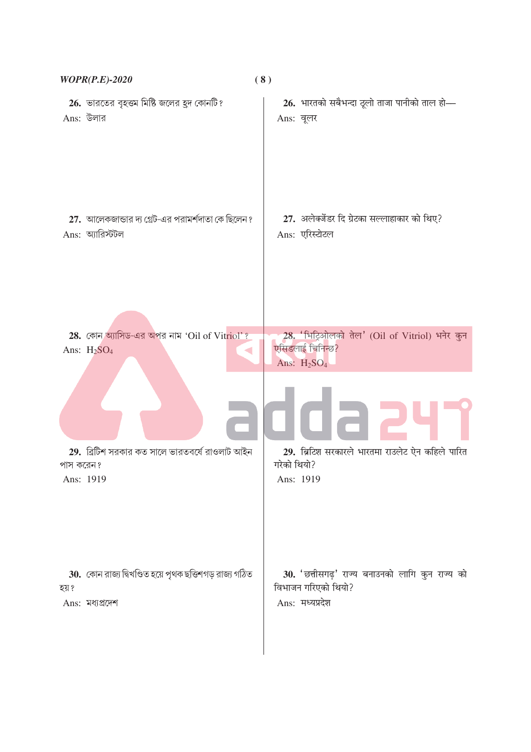**26.** ভারতের বৃহত্তম মিষ্টি জলের হ্রদ কোনটি?

Ans: উলার

**26.** भारतको सबैभन्दा ठूलो ताजा पानीको ताल हो—

Ans: वूलर

**27.** আলেকজান্ডার দ্য গ্রেট-এর পরামর্শদাতা কে ছিলেন?

Ans: অ্যারিস্টটল

**27.** अलेक्जेंडर दि ग्रेटका सल्लाहाकार को थिए?

Ans: एरिस्टोटल

**28.** কোন অ্যাসিড-এর অপর নাম 'Oil of Vitriol'?

Ans: $H_2SO_4$

**28.** 'भिट्रिओलको तेल' (Oil of Vitriol) भनेर कुन एसिडलाई चिनिन्छ?

Ans: $H_2SO_4$

**29.** ব্রিটিশ সরকার কত সালে ভারতবর্ষে রাওলাট আইন পাস করেন?

Ans: 1919

**29.** ब्रिटिश सरकारले भारतमा राउलेट ऐन कहिले पारित गरेको थियो?

Ans: 1919

**30.** কোন রাজ্য দ্বিখণ্ডিত হয়ে পৃথক ছত্তিশগড় রাজ্য গঠিত হয়?

Ans: মধ্যপ্রদেশ

**30.** 'छत्तीसगढ़' राज्य बनाउनको लागि कुन राज्य को विभाजन गरिएको थियो?

Ans: मध्यप्रदेश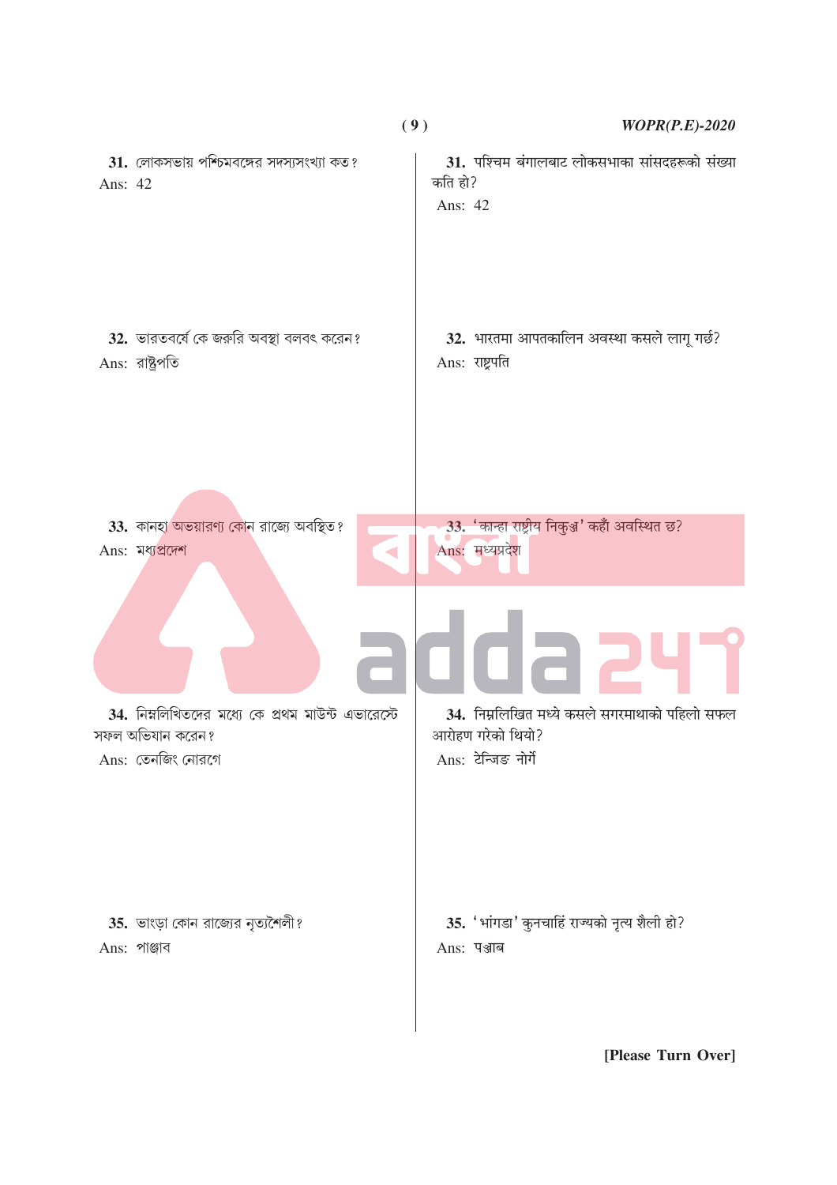**31.** লোকসভায় পশ্চিমবঙ্গের সদস্যসংখ্যা কত?

Ans: 42

**31.** पश्चिम बंगालबाट लोकसभाका सांसदहरूको संख्या कति हो?

Ans: 42

**32.** ভারতবর্ষে কে জরুরি অবস্থা বলবৎ করেন?

Ans: রাষ্ট্রপতি

**32.** भारतमा आपतकालिन अवस्था कसले लागू गर्छ?

Ans: राष्ट्रपति

**33.** কানহা অভয়ারণ্য কোন রাজ্যে অবস্থিত?

Ans: মধ্যপ্রদেশ

**33.** 'कान्हा राष्ट्रीय निकुञ्ज' कहाँ अवस्थित छ?

Ans: मध्यप्रदेश

**34.** নিম্নলিখিতদের মধ্যে কে প্রথম মাউন্ট এভারেস্টে সফল অভিযান করেন?

Ans: তেনজিং নোরগে

**34.** निम्नलिखित मध्ये कसले सगरमाथाको पहिलो सफल आरोहण गरेको थियो?

Ans: टेन्जिङ नोर्गे

**35.** ভাংড়া কোন রাজ্যের নৃত্যশৈলী?

Ans: পাঞ্জাব

**35.** 'भांगडा' कुनचाहिं राज्यको नृत्य शैली हो?

Ans: पञ्जाब

[Please Turn Over]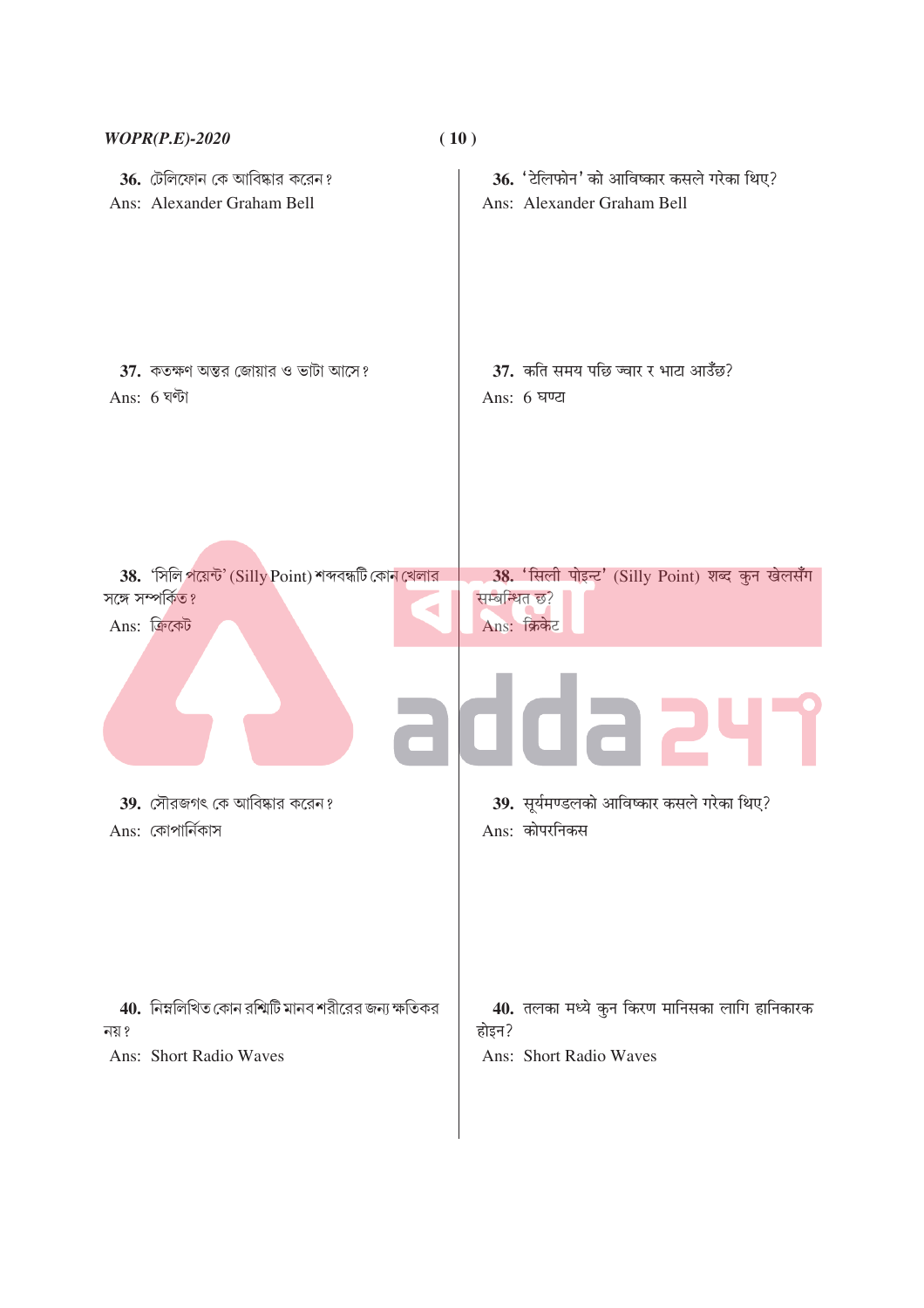**36.** টেলিফোন কে আবিষ্কার করেন?

Ans: Alexander Graham Bell

**37.** কতক্ষণ অন্তর জোয়ার ও ভাটা আসে?

Ans: 6 ঘণ্টা

**38.** 'সিলি পয়েন্ট' (Silly Point) শব্দবন্ধটি কোন খেলার সঙ্গে সম্পর্কিত?

Ans: ক্রিকেট

**39.** সৌরজগৎ কে আবিষ্কার করেন?

Ans: কোপার্নিকাস

**40.** নিম্নলিখিত কোন রশ্মিটি মানব শরীরের জন্য ক্ষতিকর নয়?

Ans: Short Radio Waves

**36.** 'टेलिफोन' को आविष्कार कसले गरेका थिए?

Ans: Alexander Graham Bell

**37.** कति समय पछि ज्वार र भाटा आउँछ?

Ans: 6 घण्टा

**38.** 'सिली पोइन्ट' (Silly Point) शब्द कुन खेलसँग सम्बन्धित छ?

Ans: क्रिकेट

**39.** सूर्यमण्डलको आविष्कार कसले गरेका थिए?

Ans: कोपरनिकस

**40.** तलका मध्ये कुन किरण मानिसका लागि हानिकारक होइन?

Ans: Short Radio Waves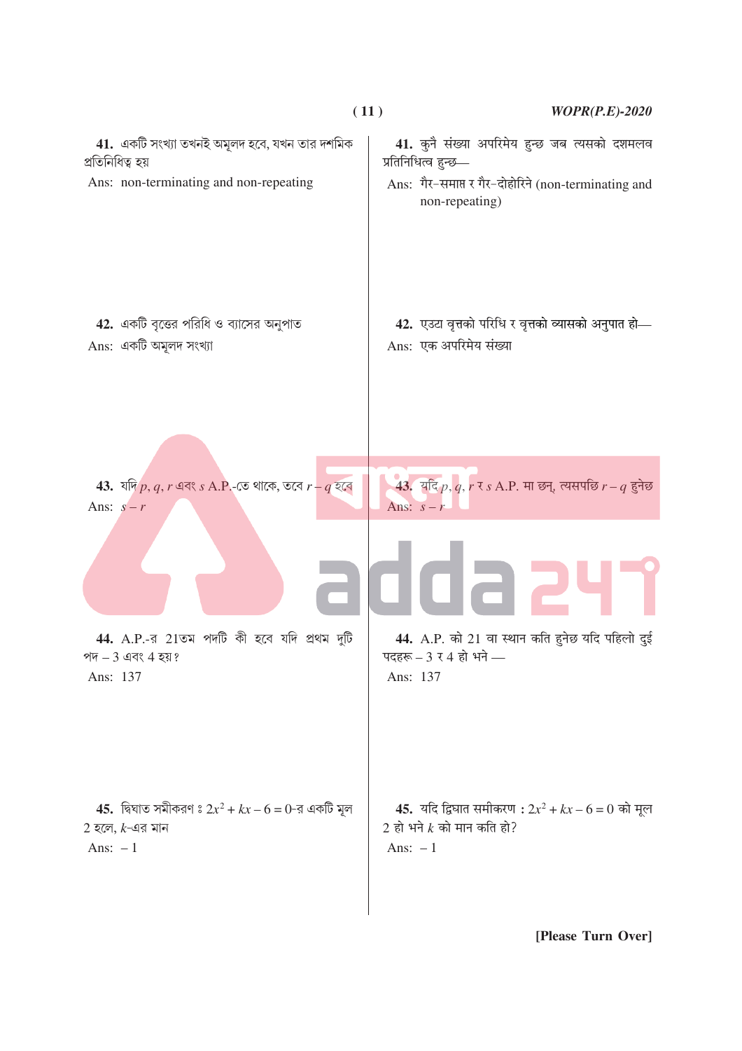**41.** একটি সংখ্যা তখনই অমূলদ হবে, যখন তার দশমিক প্রতিনিধিত্ব হয়

Ans: non-terminating and non-repeating

**41.** कुनै संख्या अपरिमेय हुन्छ जब त्यसको दशमलव प्रतिनिधित्व हुन्छ—

Ans: गैर-समाप्त र गैर-दोहोरिने (non-terminating and non-repeating)

**42.** একটি বৃত্তের পরিধি ও ব্যাসের অনুপাত

Ans: একটি অমূলদ সংখ্যা

**42.** एउटा वृत्तको परिधि र वृत्तको व्यासको अनुपात हो—

Ans: एक अपरिमेय संख्या

**43.** যদি $p, q, r$ এবং $s$ A.P.-তে থাকে, তবে $r - q$ হবে

Ans: $s - r$

**43.** यदि $p, q, r$ र $s$ A.P. मा छन्, त्यसपछि $r - q$ हुनेछ

Ans: $s - r$

**44.** A.P.-র 21তম পদটি কী হবে যদি প্রথম দুটি পদ – 3 এবং 4 হয়?

Ans: 137

**44.** A.P. को 21 वा स्थान कति हुनेछ यदि पहिलो दुई पदहरू – 3 र 4 हो भने —

Ans: 137

**45.** দ্বিঘাত সমীকরণ : $2x^2 + kx - 6 = 0$-র একটি মূল 2 হলে, $k$-এর মান

Ans: – 1

**45.** यदि द्विघात समीकरण : $2x^2 + kx - 6 = 0$ को मूल 2 हो भने $k$ को मान कति हो?

Ans: – 1

[Please Turn Over]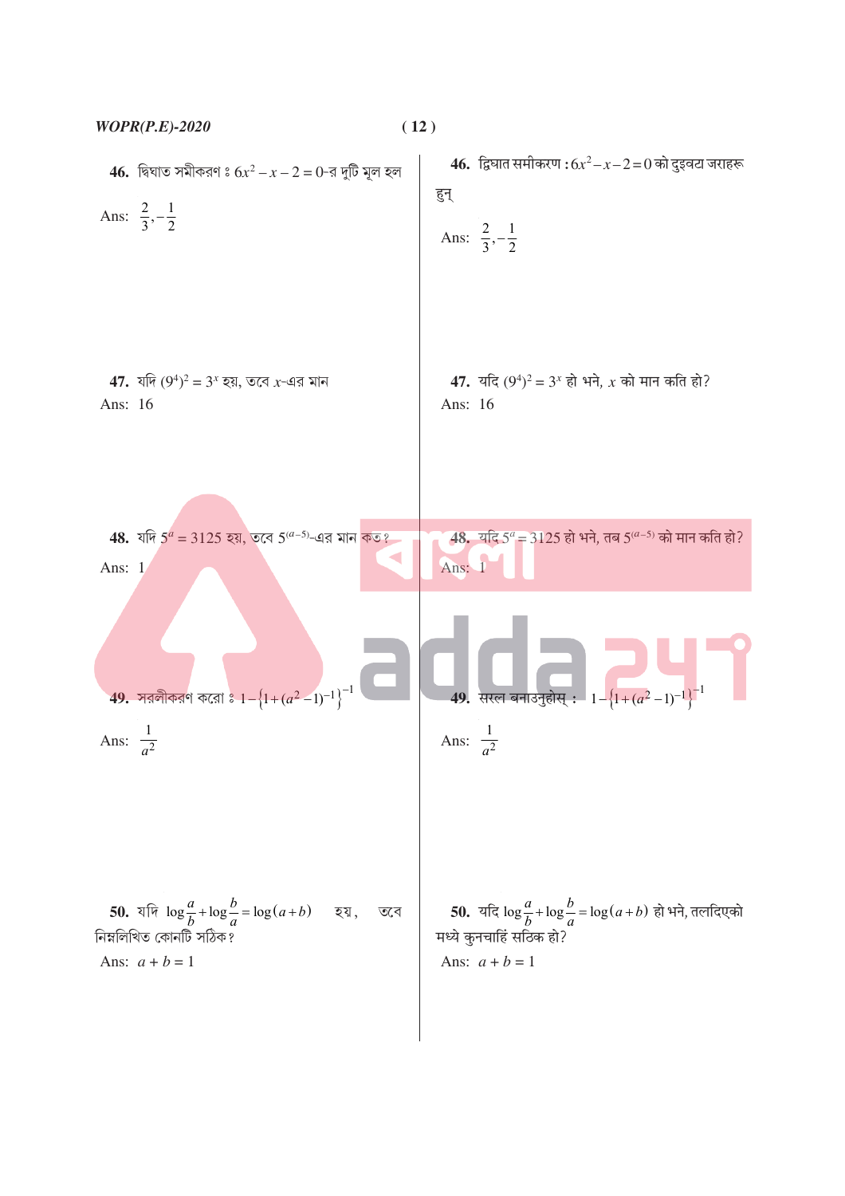**46.** দ্বিঘাত সমীকরণ : $6x^2 - x - 2 = 0$-র দুটি মূল হল

Ans: $\frac{2}{3}, -\frac{1}{2}$

**47.** যদি $(9^4)^2 = 3^x$ হয়, তবে $x$-এর মান

Ans: 16

**48.** যদি $5^a = 3125$ হয়, তবে $5^{(a-5)}$-এর মান কত?

Ans: 1

**49.** সরলীকরণ করো : $1 - \left\{1 + (a^2 - 1)^{-1}\right\}^{-1}$

Ans: $\frac{1}{a^2}$

**50.** যদি $\log\frac{a}{b} + \log\frac{b}{a} = \log(a+b)$ হয়, তবে নিম্নলিখিত কোনটি সঠিক?

Ans: $a + b = 1$

**46.** द्विघात समीकरण : $6x^2 - x - 2 = 0$ को दुइवटा जराहरू हुन्

Ans: $\frac{2}{3}, -\frac{1}{2}$

**47.** यदि $(9^4)^2 = 3^x$ हो भने, $x$ को मान कति हो?

Ans: 16

**48.** यदि $5^a = 3125$ हो भने, तब $5^{(a-5)}$ को मान कति हो?

Ans: 1

**49.** सरल बनाउनुहोस् : $1 - \left\{1 + (a^2 - 1)^{-1}\right\}^{-1}$

Ans: $\frac{1}{a^2}$

**50.** यदि $\log\frac{a}{b} + \log\frac{b}{a} = \log(a+b)$ हो भने, तलदिएको मध्ये कुनचाहिं सठिक हो?

Ans: $a + b = 1$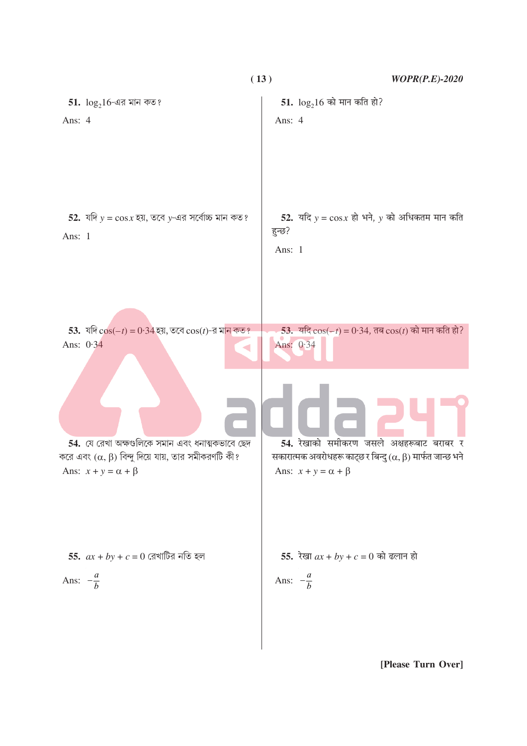**51.** $\log_2 16$-এর মান কত?

Ans: 4

**52.** যদি $y = \cos x$ হয়, তবে $y$-এর সর্বোচ্চ মান কত?

Ans: 1

**53.** যদি $\cos(-t) = 0{\cdot}34$ হয়, তবে $\cos(t)$-র মান কত?

Ans: $0{\cdot}34$

**54.** যে রেখা অক্ষগুলিকে সমান এবং ধনাত্মকভাবে ছেদ করে এবং $(\alpha, \beta)$ বিন্দু দিয়ে যায়, তার সমীকরণটি কী?

Ans: $x + y = \alpha + \beta$

**55.** $ax + by + c = 0$ রেখাটির নতি হল

Ans: $-\dfrac{a}{b}$

**51.** $\log_2 16$ को मान कति हो?

Ans: 4

**52.** यदि $y = \cos x$ हो भने, $y$ को अधिकतम मान कति हुन्छ?

Ans: 1

**53.** यदि $\cos(-t) = 0{\cdot}34$, तब $\cos(t)$ को मान कति हो?

Ans: $0{\cdot}34$

**54.** रेखाको समीकरण जसले अक्षहरूबाट बराबर र सकारात्मक अवरोधहरू काट्छ र बिन्दु $(\alpha, \beta)$ मार्फत जान्छ भने

Ans: $x + y = \alpha + \beta$

**55.** रेखा $ax + by + c = 0$ को ढलान हो

Ans: $-\dfrac{a}{b}$

[Please Turn Over]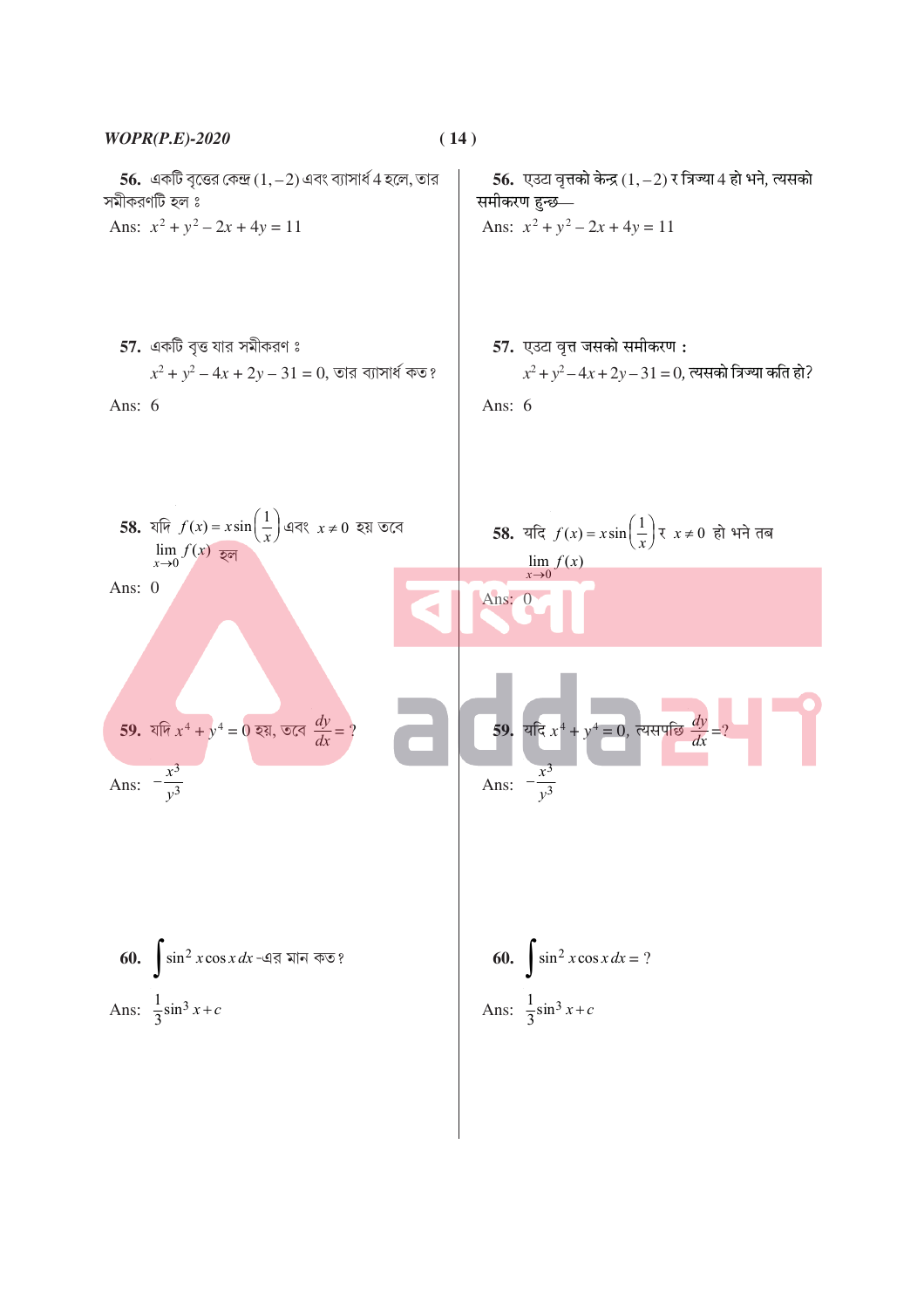**56.** একটি বৃত্তের কেন্দ্র $(1,-2)$ এবং ব্যাসার্ধ 4 হলে, তার সমীকরণটি হল ঃ

Ans: $x^2+y^2-2x+4y=11$

**56.** एउटा वृत्तको केन्द्र $(1,-2)$ र त्रिज्या 4 हो भने, त्यसको समीकरण हुन्छ—

Ans: $x^2+y^2-2x+4y=11$

**57.** একটি বৃত্ত যার সমীকরণ ঃ $x^2+y^2-4x+2y-31=0$, তার ব্যাসার্ধ কত?

Ans: 6

**57.** एउटा वृत्त जसको समीकरण : $x^2+y^2-4x+2y-31=0$, त्यसको त्रिज्या कति हो?

Ans: 6

**58.** যদি $f(x)=x\sin\left(\frac{1}{x}\right)$ এবং $x\neq 0$ হয় তবে $\lim\limits_{x\to 0} f(x)$ হল

Ans: 0

**58.** यदि $f(x)=x\sin\left(\frac{1}{x}\right)$ र $x\neq 0$ हो भने तब $\lim\limits_{x\to 0} f(x)$

Ans: 0

**59.** যদি $x^4+y^4=0$ হয়, তবে $\frac{dy}{dx}=?$

Ans: $-\frac{x^3}{y^3}$

**59.** यदि $x^4+y^4=0$, त्यसपछि $\frac{dy}{dx}=?$

Ans: $-\frac{x^3}{y^3}$

**60.** $\int \sin^2 x\cos x\,dx$ -এর মান কত?

Ans: $\frac{1}{3}\sin^3 x+c$

**60.** $\int \sin^2 x\cos x\,dx=?$

Ans: $\frac{1}{3}\sin^3 x+c$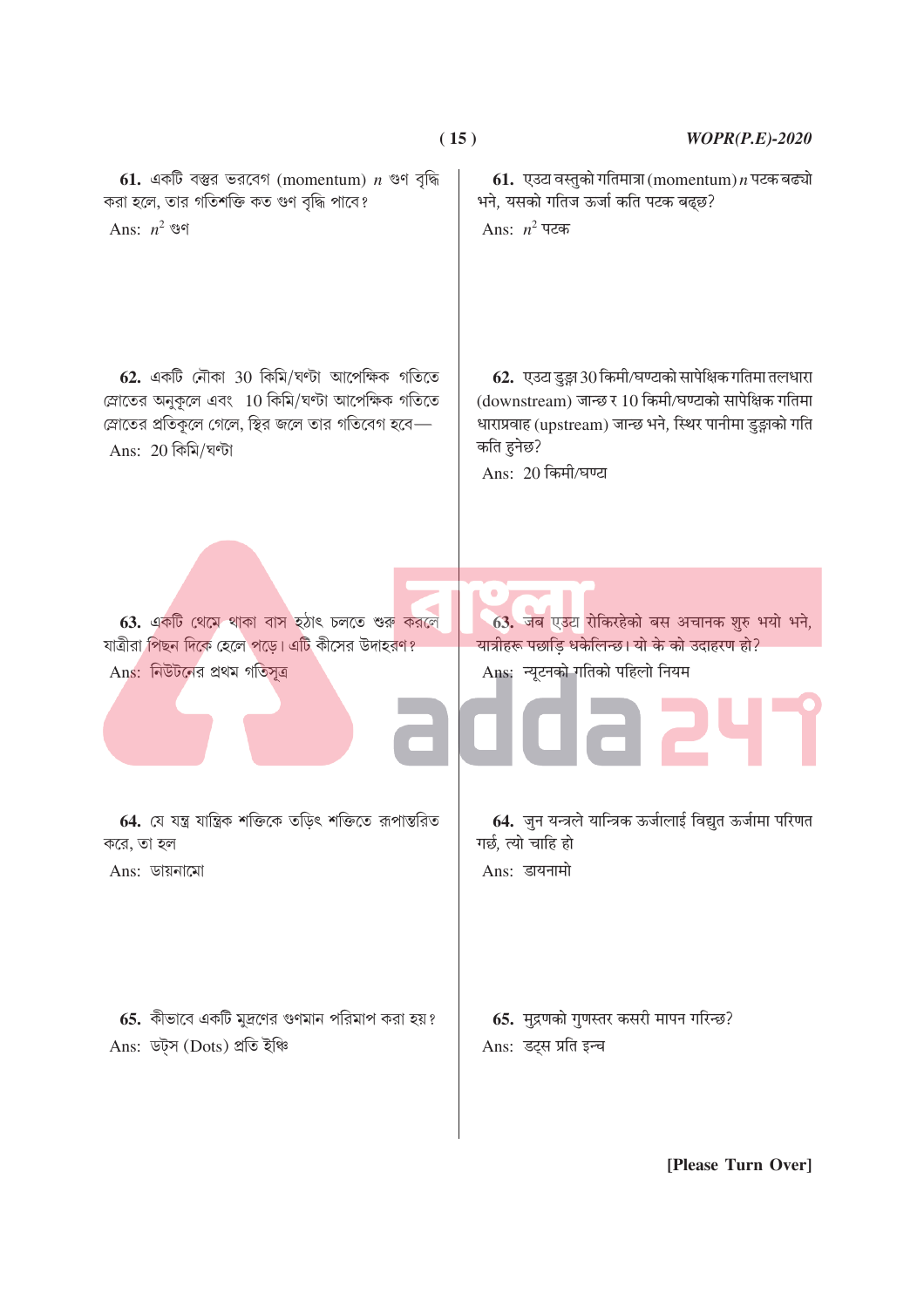**61.** একটি বস্তুর ভরবেগ (momentum) $n$ গুণ বৃদ্ধি করা হলে, তার গতিশক্তি কত গুণ বৃদ্ধি পাবে?

Ans: $n^2$ গুণ

**61.** एउटा वस्तुको गतिमात्रा (momentum) $n$ पटक बढ्यो भने, यसको गतिज ऊर्जा कति पटक बढ्छ?

Ans: $n^2$ पटक

**62.** একটি নৌকা 30 কিমি/ঘণ্টা আপেক্ষিক গতিতে স্রোতের অনুকূলে এবং 10 কিমি/ঘণ্টা আপেক্ষিক গতিতে স্রোতের প্রতিকূলে গেলে, স্থির জলে তার গতিবেগ হবে—

Ans: 20 কিমি/ঘণ্টা

**62.** एउटा डुङ्गा 30 किमी/घण्टाको सापेक्षिक गतिमा तलधारा (downstream) जान्छ र 10 किमी/घण्टाको सापेक्षिक गतिमा धाराप्रवाह (upstream) जान्छ भने, स्थिर पानीमा डुङ्गाको गति कति हुनेछ?

Ans: 20 किमी/घण्टा

**63.** একটি থেমে থাকা বাস হঠাৎ চলতে শুরু করলে যাত্রীরা পিছন দিকে হেলে পড়ে। এটি কীসের উদাহরণ?

Ans: নিউটনের প্রথম গতিসূত্র

**63.** जब एउटा रोकिरहेको बस अचानक शुरु भयो भने, यात्रीहरू पछाड़ि धकेलिन्छ। यो के को उदाहरण हो?

Ans: न्यूटनको गतिको पहिलो नियम

**64.** যে যন্ত্র যান্ত্রিক শক্তিকে তড়িৎ শক্তিতে রূপান্তরিত করে, তা হল

Ans: ডায়নামো

**64.** जुन यन्त्रले यान्त्रिक ऊर्जालाई विद्युत ऊर्जामा परिणत गर्छ, त्यो चाहि हो

Ans: डायनामो

**65.** কীভাবে একটি মুদ্রণের গুণমান পরিমাপ করা হয়?

Ans: ডট্স (Dots) প্রতি ইঞ্চি

**65.** मुद्रणको गुणस्तर कसरी मापन गरिन्छ?

Ans: डट्स प्रति इन्च

[Please Turn Over]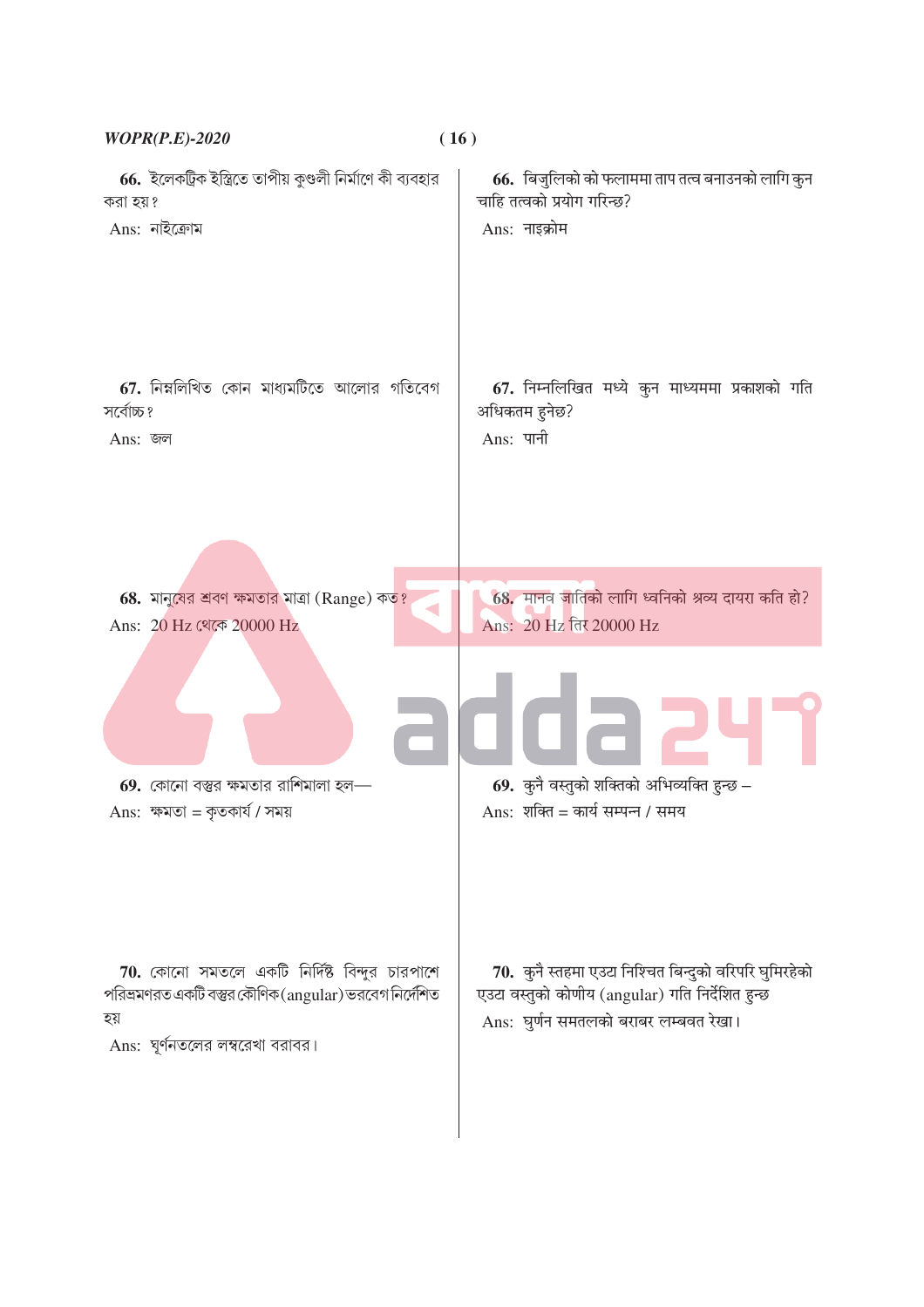**66.** ইলেকট্রিক ইস্ত্রিতে তাপীয় কুণ্ডলী নির্মাণে কী ব্যবহার করা হয়?

Ans: নাইক্রোম

**66.** बिजुलिको को फलाममा ताप तत्व बनाउनको लागि कुन चाहि तत्वको प्रयोग गरिन्छ?

Ans: नाइक्रोम

**67.** নিম্নলিখিত কোন মাধ্যমটিতে আলোর গতিবেগ সর্বোচ্চ?

Ans: জল

**67.** निम्नलिखित मध्ये कुन माध्यममा प्रकाशको गति अधिकतम हुनेछ?

Ans: पानी

**68.** মানুষের শ্রবণ ক্ষমতার মাত্রা (Range) কত?

Ans: 20 Hz থেকে 20000 Hz

**68.** मानव जातिको लागि ध्वनिको श्रव्य दायरा कति हो?

Ans: 20 Hz देखि 20000 Hz

**69.** কোনো বস্তুর ক্ষমতার রাশিমালা হল—

Ans: ক্ষমতা = কৃতকার্য / সময়

**69.** कुनै वस्तुको शक्तिको अभिव्यक्ति हुन्छ –

Ans: शक्ति = कार्य सम्पन्न / समय

**70.** কোনো সমতলে একটি নির্দিষ্ট বিন্দুর চারপাশে পরিভ্রমণরত একটি বস্তুর কৌণিক (angular) ভরবেগ নির্দেশিত হয়

Ans: ঘূর্ণনতলের লম্বরেখা বরাবর।

**70.** कुनै सतहमा एउटा निश्चित बिन्दुको वरिपरि घुमिरहेको एउटा वस्तुको कोणीय (angular) गति निर्देशित हुन्छ

Ans: घुर्णन समतलको बराबर लम्बवत रेखा।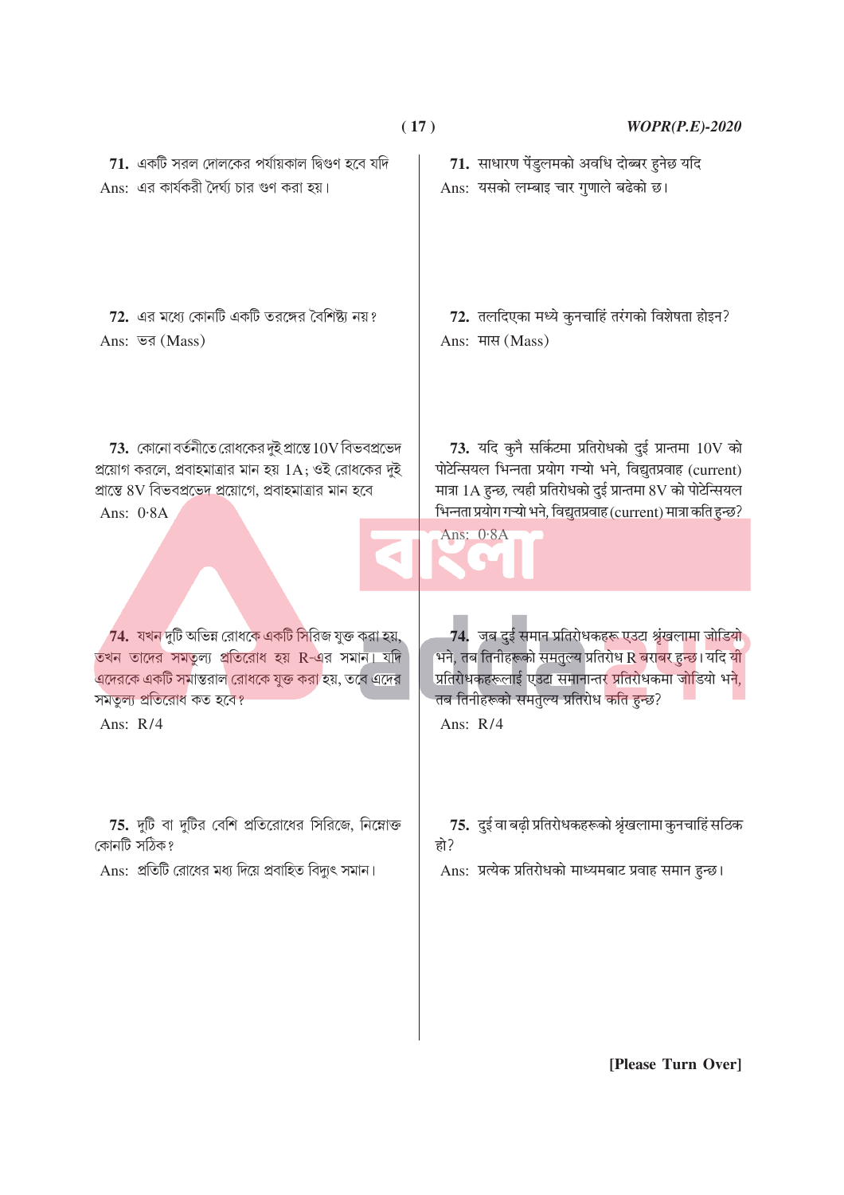**71.** একটি সরল দোলকের পর্যায়কাল দ্বিগুণ হবে যদি

Ans: এর কার্যকরী দৈর্ঘ্য চার গুণ করা হয়।

**71.** साधारण पेंडुलमको अवधि दोब्बर हुनेछ यदि

Ans: यसको लम्बाइ चार गुणाले बढेको छ।

**72.** এর মধ্যে কোনটি একটি তরঙ্গের বৈশিষ্ট্য নয়?

Ans: ভর (Mass)

**72.** तलदिएका मध्ये कुनचाहिं तरंगको विशेषता होइन?

Ans: मास (Mass)

**73.** কোনো বর্তনীতে রোধকের দুই প্রান্তে 10V বিভবপ্রভেদ প্রয়োগ করলে, প্রবাহমাত্রার মান হয় 1A; ওই রোধকের দুই প্রান্তে 8V বিভবপ্রভেদ প্রয়োগে, প্রবাহমাত্রার মান হবে

Ans: 0·8A

**73.** यदि कुनै सर्किटमा प्रतिरोधको दुई प्रान्तमा 10V को पोटेन्सियल भिन्नता प्रयोग गऱ्यो भने, विद्युतप्रवाह (current) मात्रा 1A हुन्छ, त्यही प्रतिरोधको दुई प्रान्तमा 8V को पोटेन्सियल भिन्नता प्रयोग गऱ्यो भने, विद्युतप्रवाह (current) मात्रा कति हुन्छ?

Ans: 0·8A

**74.** যখন দুটি অভিন্ন রোধকে একটি সিরিজ যুক্ত করা হয়, তখন তাদের সমতুল্য প্রতিরোধ হয় R-এর সমান। যদি এদেরকে একটি সমান্তরাল রোধকে যুক্ত করা হয়, তবে এদের সমতুল্য প্রতিরোধ কত হবে?

Ans: R/4

**74.** जब दुई समान प्रतिरोधकहरू एउटा श्रृंखलामा जोडियो भने, तब तिनीहरूको समतुल्य प्रतिरोध R बराबर हुन्छ। यदि यी प्रतिरोधकहरूलाई एउटा समानान्तर प्रतिरोधकमा जोडियो भने, तब तिनीहरूको समतुल्य प्रतिरोध कति हुन्छ?

Ans: R/4

**75.** দুটি বা দুটির বেশি প্রতিরোধের সিরিজে, নিম্নোক্ত কোনটি সঠিক?

Ans: প্রতিটি রোধের মধ্য দিয়ে প্রবাহিত বিদ্যুৎ সমান।

**75.** दुई वा बढ़ी प्रतिरोधकहरूको श्रृंखलामा कुनचाहिं सठिक हो?

Ans: प्रत्येक प्रतिरोधको माध्यमबाट प्रवाह समान हुन्छ।

[Please Turn Over]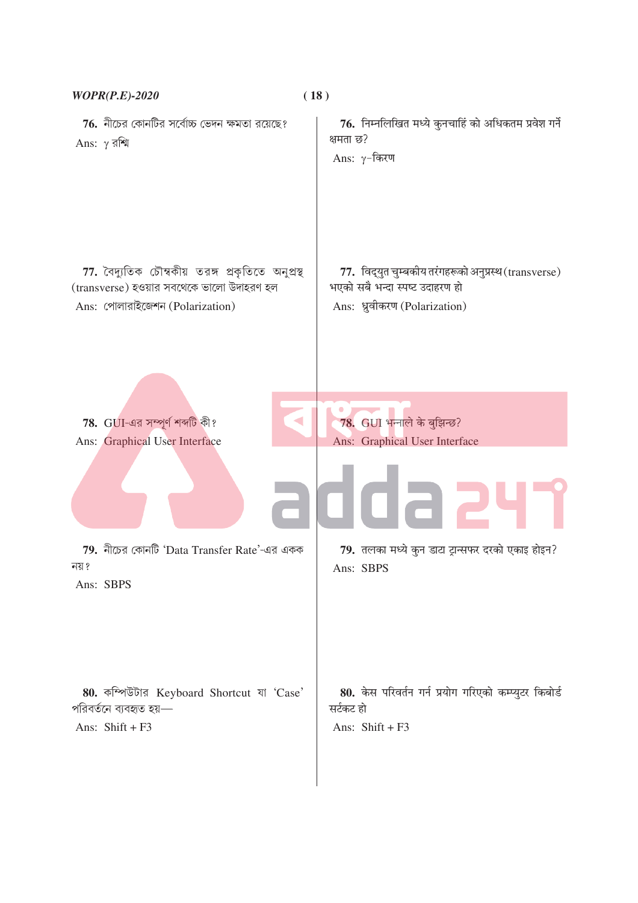**76.** নীচের কোনটির সর্বোচ্চ ভেদন ক্ষমতা রয়েছে?

Ans: $\gamma$ রশ্মি

**76.** निम्नलिखित मध्ये कुनचाहिं को अधिकतम प्रवेश गर्ने क्षमता छ?

Ans: $\gamma$–किरण

**77.** বৈদ্যুতিক চৌম্বকীয় তরঙ্গ প্রকৃতিতে অনুপ্রস্থ (transverse) হওয়ার সবথেকে ভালো উদাহরণ হল

Ans: পোলারাইজেশন (Polarization)

**77.** विद्युत चुम्बकीय तरंगहरूको अनुप्रस्थ (transverse) भएको सबै भन्दा स्पष्ट उदाहरण हो

Ans: ध्रुवीकरण (Polarization)

**78.** GUI-এর সম্পূর্ণ শব্দটি কী?

Ans: Graphical User Interface

**78.** GUI भन्नाले के बुझिन्छ?

Ans: Graphical User Interface

**79.** নীচের কোনটি 'Data Transfer Rate'-এর একক নয়?

Ans: SBPS

**79.** तलका मध्ये कुन डाटा ट्रान्सफर दरको एकाइ होइन?

Ans: SBPS

**80.** কম্পিউটার Keyboard Shortcut যা 'Case' পরিবর্তনে ব্যবহৃত হয়—

Ans: Shift + F3

**80.** केस परिवर्तन गर्न प्रयोग गरिएको कम्प्युटर किबोर्ड सर्टकट हो

Ans: Shift + F3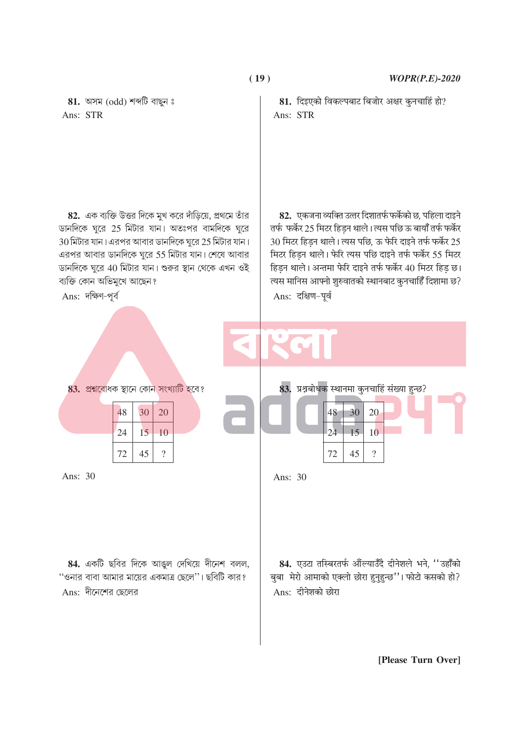**81.** অসম (odd) শব্দটি বাছুন ঃ

Ans: STR

**81.** दिइएको विकल्पबाट बिजोर अक्षर कुनचाहिं हो?

Ans: STR

**82.** এক ব্যক্তি উত্তর দিকে মুখ করে দাঁড়িয়ে, প্রথমে তাঁর ডানদিকে ঘুরে 25 মিটার যান। অতঃপর বামদিকে ঘুরে 30 মিটার যান। এরপর আবার ডানদিকে ঘুরে 25 মিটার যান। এরপর আবার ডানদিকে ঘুরে 55 মিটার যান। শেষে আবার ডানদিকে ঘুরে 40 মিটার যান। শুরুর স্থান থেকে এখন ওই ব্যক্তি কোন অভিমুখে আছেন?

Ans: দক্ষিণ-পূর্ব

**82.** एकजना व्यक्ति उत्तर दिशातर्फ फर्केको छ, पहिला दाइने तर्फ फर्केर 25 मिटर हिड़न थाले। त्यस पछि ऊ बायाँ तर्फ फर्केर 30 मिटर हिड़न थाले। त्यस पछि, ऊ फेरि दाइने तर्फ फर्केर 25 मिटर हिड़न थाले। फेरि त्यस पछि दाइने तर्फ फर्केर 55 मिटर हिड़न थाले। अन्तमा फेरि दाइने तर्फ फर्केर 40 मिटर हिड़ छ। त्यस मानिस आफ्नो शुरुवातको स्थानबाट कुनचाहिँ दिशामा छ?

Ans: दक्षिण-पूर्व

**83.** প্রশ্নবোধক স্থানে কোন সংখ্যাটি হবে?

| 48 | 30 | 20 |
|---|---|---|
| 24 | 15 | 10 |
| 72 | 45 | ? |

Ans: 30

**83.** प्रश्नबोधक स्थानमा कुनचाहिं संख्या हुन्छ?

| 48 | 30 | 20 |
|---|---|---|
| 24 | 15 | 10 |
| 72 | 45 | ? |

Ans: 30

**84.** একটি ছবির দিকে আঙুল দেখিয়ে দীনেশ বলল, "ওনার বাবা আমার মায়ের একমাত্র ছেলে"। ছবিটি কার?

Ans: দীনেশের ছেলের

**84.** एउटा तस्बिरतर्फ औंल्याउँदै दीनेशले भने, "उहाँको बुबा मेरो आमाको एक्लो छोरा हुनुहुन्छ"। फोटो कसको हो?

Ans: दीनेशको छोरा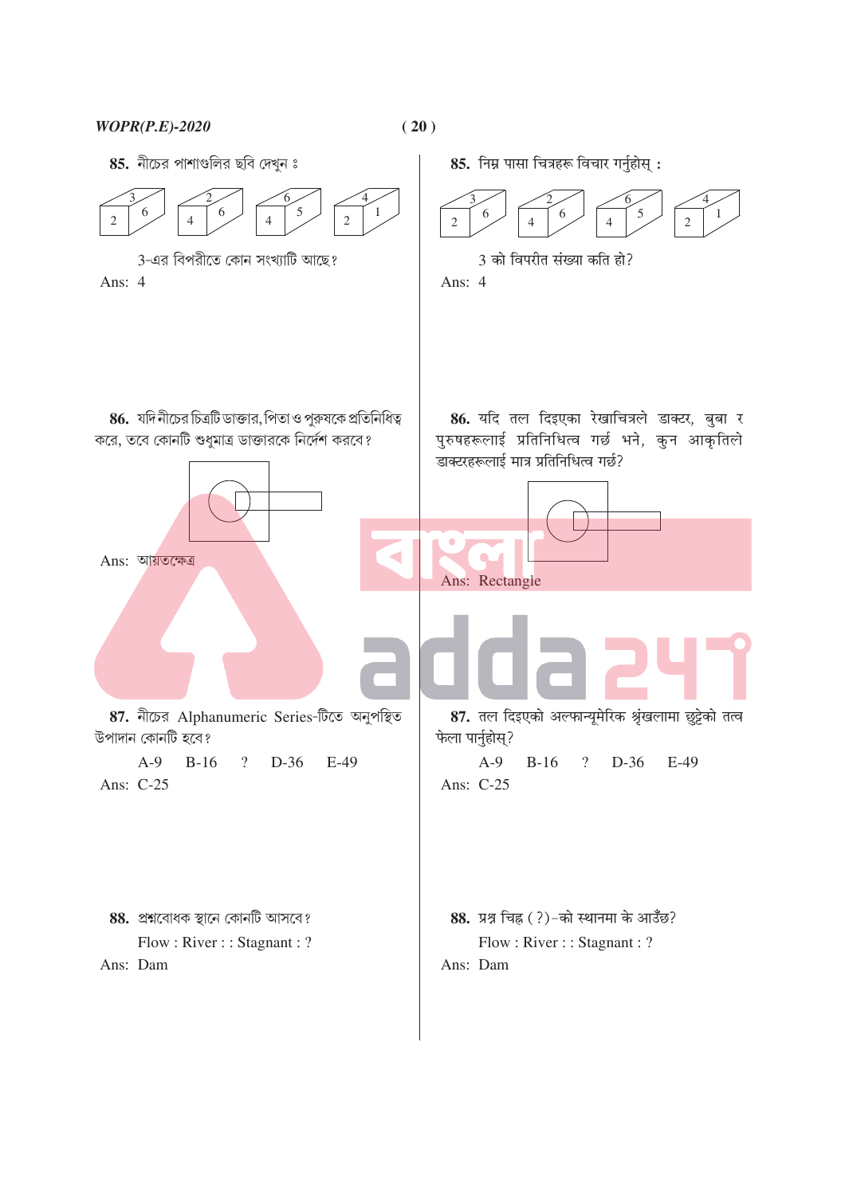**85.** নীচের পাশাগুলির ছবি দেখুন ঃ

3-এর বিপরীতে কোন সংখ্যাটি আছে?

Ans: 4

**85.** निम्न पासा चित्रहरू विचार गर्नुहोस् :

3 को विपरीत संख्या कति हो?

Ans: 4

**86.** যদি নীচের চিত্রটি ডাক্তার, পিতা ও পুরুষকে প্রতিনিধিত্ব করে, তবে কোনটি শুধুমাত্র ডাক্তারকে নির্দেশ করবে?

Ans: আয়তক্ষেত্র

**86.** यदि तल दिइएका रेखाचित्रले डाक्टर, बुबा र पुरुषहरूलाई प्रतिनिधित्व गर्छ भने, कुन आकृतिले डाक्टरहरूलाई मात्र प्रतिनिधित्व गर्छ?

Ans: Rectangle

**87.** নীচের Alphanumeric Series-টিতে অনুপস্থিত উপাদান কোনটি হবে?

A-9 B-16 ? D-36 E-49

Ans: C-25

**87.** तल दिइएको अल्फान्यूमेरिक श्रृंखलामा छुट्टेको तत्व फेला पार्नुहोस्?

A-9 B-16 ? D-36 E-49

Ans: C-25

**88.** প্রশ্নবোধক স্থানে কোনটি আসবে?

Flow : River : : Stagnant : ?

Ans: Dam

**88.** प्रश्न चिह्न (?)-को स्थानमा के आउँछ?

Flow : River : : Stagnant : ?

Ans: Dam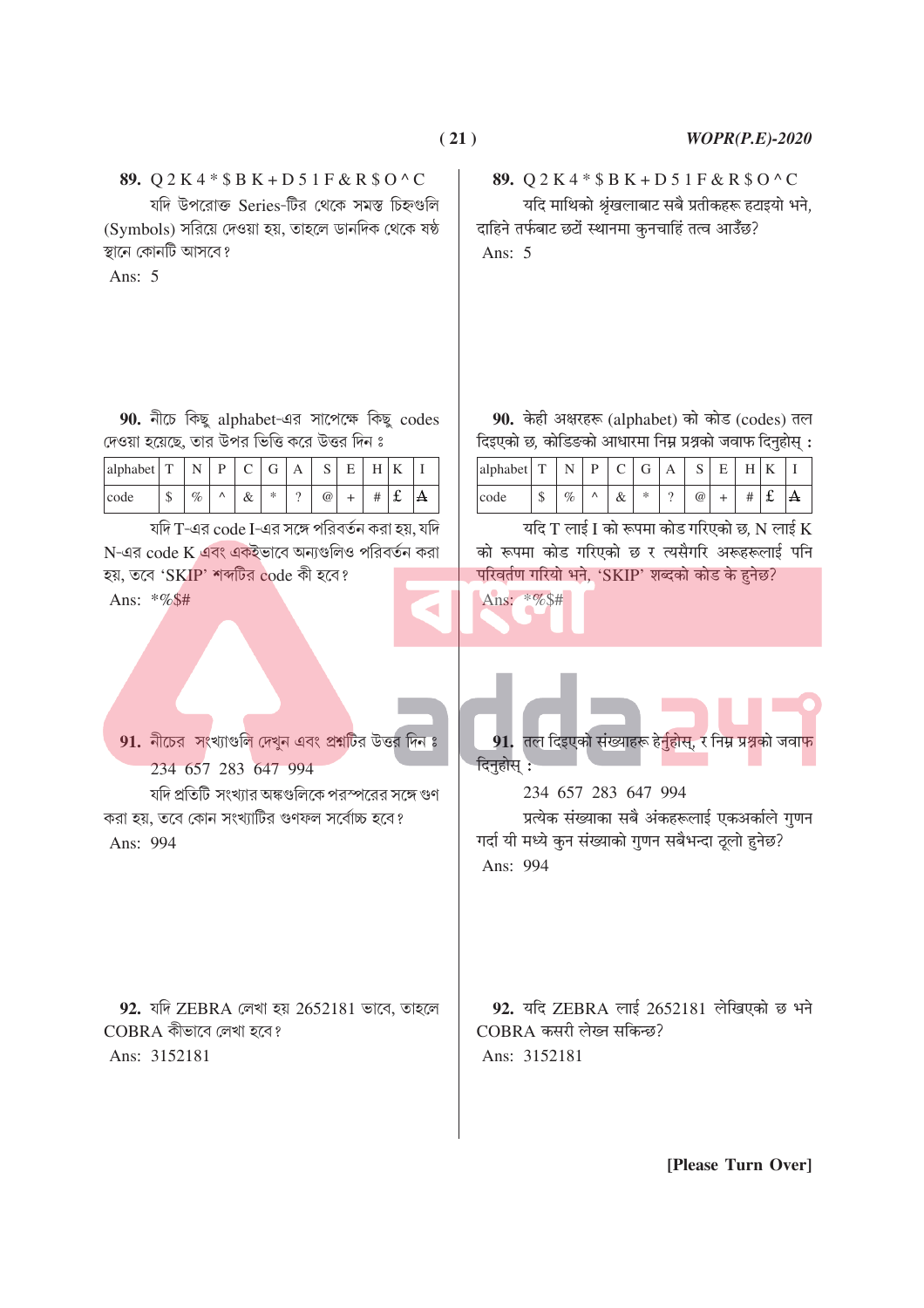**89.** Q 2 K 4 * $ B K + D 5 1 F & R $ O ^ C

যদি উপরোক্ত Series-টির থেকে সমস্ত চিহ্নগুলি (Symbols) সরিয়ে দেওয়া হয়, তাহলে ডানদিক থেকে ষষ্ঠ স্থানে কোনটি আসবে?

Ans: 5

**90.** নীচে কিছু alphabet-এর সাপেক্ষে কিছু codes দেওয়া হয়েছে, তার উপর ভিত্তি করে উত্তর দিন :

| alphabet | T | N | P | C | G | A | S | E | H | K | I |
|---|---|---|---|---|---|---|---|---|---|---|---|
| code | $ | % | ^ | & | * | ? | @ | + | # | £ | ₳ |

যদি T-এর code I-এর সঙ্গে পরিবর্তন করা হয়, যদি N-এর code K এবং একইভাবে অন্যগুলিও পরিবর্তন করা হয়, তবে 'SKIP' শব্দটির code কী হবে?

Ans: *%$#

**91.** নীচের সংখ্যাগুলি দেখুন এবং প্রশ্নটির উত্তর দিন :

234 657 283 647 994

যদি প্রতিটি সংখ্যার অঙ্কগুলিকে পরস্পরের সঙ্গে গুণ করা হয়, তবে কোন সংখ্যাটির গুণফল সর্বোচ্চ হবে?

Ans: 994

**92.** যদি ZEBRA লেখা হয় 2652181 ভাবে, তাহলে COBRA কীভাবে লেখা হবে?

Ans: 3152181

**89.** Q 2 K 4 * $ B K + D 5 1 F & R $ O ^ C

यदि माथिको श्रृंखलाबाट सबै प्रतीकहरू हटाइयो भने, दाहिने तर्फबाट छैटौं स्थानमा कुनचाहिं तत्व आउँछ?

Ans: 5

**90.** केही अक्षरहरू (alphabet) को कोड (codes) तल दिइएको छ, कोडिङ्को आधारमा निम्न प्रश्नको जवाफ दिनुहोस् :

| alphabet | T | N | P | C | G | A | S | E | H | K | I |
|---|---|---|---|---|---|---|---|---|---|---|---|
| code | $ | % | ^ | & | * | ? | @ | + | # | £ | ₳ |

यदि T लाई I को रूपमा कोड गरिएको छ, N लाई K को रूपमा कोड गरिएको छ र त्यसैगरि अरूहरूलाई पनि परिवर्तण गरियो भने, 'SKIP' शब्दको कोड के हुनेछ?

Ans: *%$#

**91.** तल दिइएको संख्याहरू हेर्नुहोस्, र निम्न प्रश्नको जवाफ दिनुहोस् :

234 657 283 647 994

प्रत्येक संख्याका सबै अंकहरूलाई एकअर्कासे गुणन गर्दा यी मध्ये कुन संख्याको गुणन सबैभन्दा ठूलो हुनेछ?

Ans: 994

**92.** यदि ZEBRA लाई 2652181 लेखिएको छ भने COBRA कसरी लेख्न सकिन्छ?

Ans: 3152181

[Please Turn Over]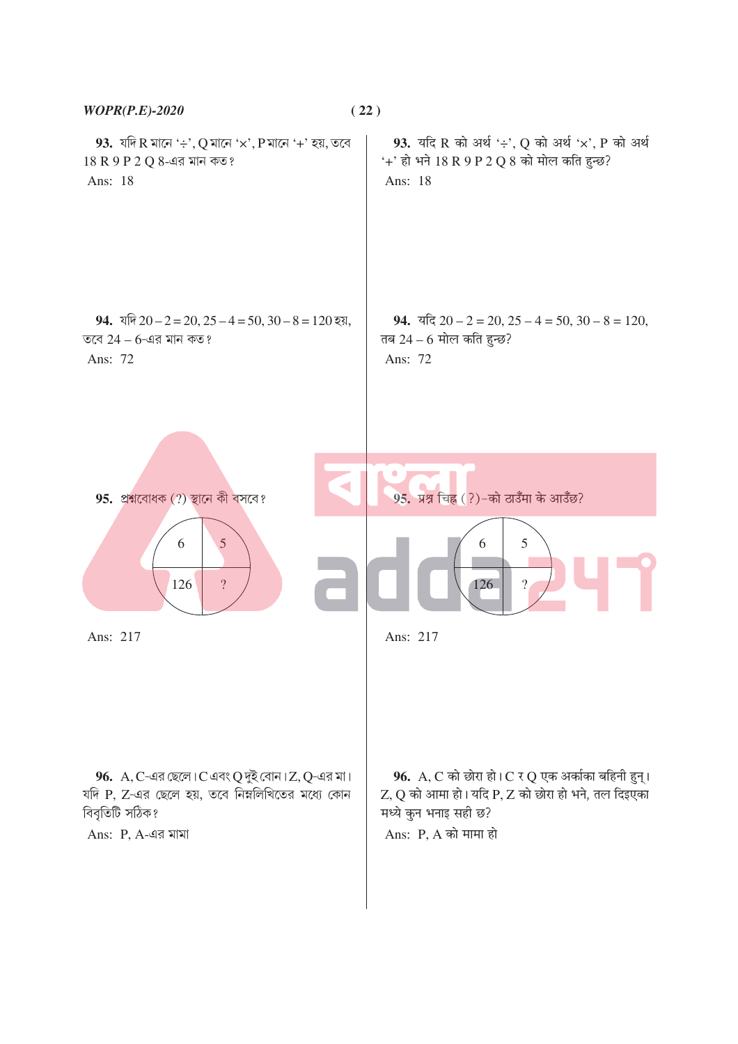**93.** যদি R মানে '÷', Q মানে '×', P মানে '+' হয়, তবে 18 R 9 P 2 Q 8-এর মান কত?

Ans: 18

**93.** यदि R को अर्थ '÷', Q को अर्थ '×', P को अर्थ '+' हो भने 18 R 9 P 2 Q 8 को मोल कति हुन्छ?

Ans: 18

**94.** যদি 20 – 2 = 20, 25 – 4 = 50, 30 – 8 = 120 হয়, তবে 24 – 6-এর মান কত?

Ans: 72

**94.** यदि 20 – 2 = 20, 25 – 4 = 50, 30 – 8 = 120, तब 24 – 6 मोल कति हुन्छ?

Ans: 72

**95.** প্রশ্নবোধক (?) স্থানে কী বসবে?

| 6 | 5 |
|---|---|
| 126 | ? |

Ans: 217

**95.** प्रश्न चिह्न (?)-को ठाउँमा के आउँछ?

| 6 | 5 |
|---|---|
| 126 | ? |

Ans: 217

**96.** A, C-এর ছেলে। C এবং Q দুই বোন। Z, Q-এর মা। যদি P, Z-এর ছেলে হয়, তবে নিম্নলিখিতের মধ্যে কোন বিবৃতিটি সঠিক?

Ans: P, A-এর মামা

**96.** A, C को छोरा हो। C र Q एक अर्काका बहिनी हुन्। Z, Q को आमा हो। यदि P, Z को छोरा हो भने, तल दिइएका मध्ये कुन भनाइ सही छ?

Ans: P, A को मामा हो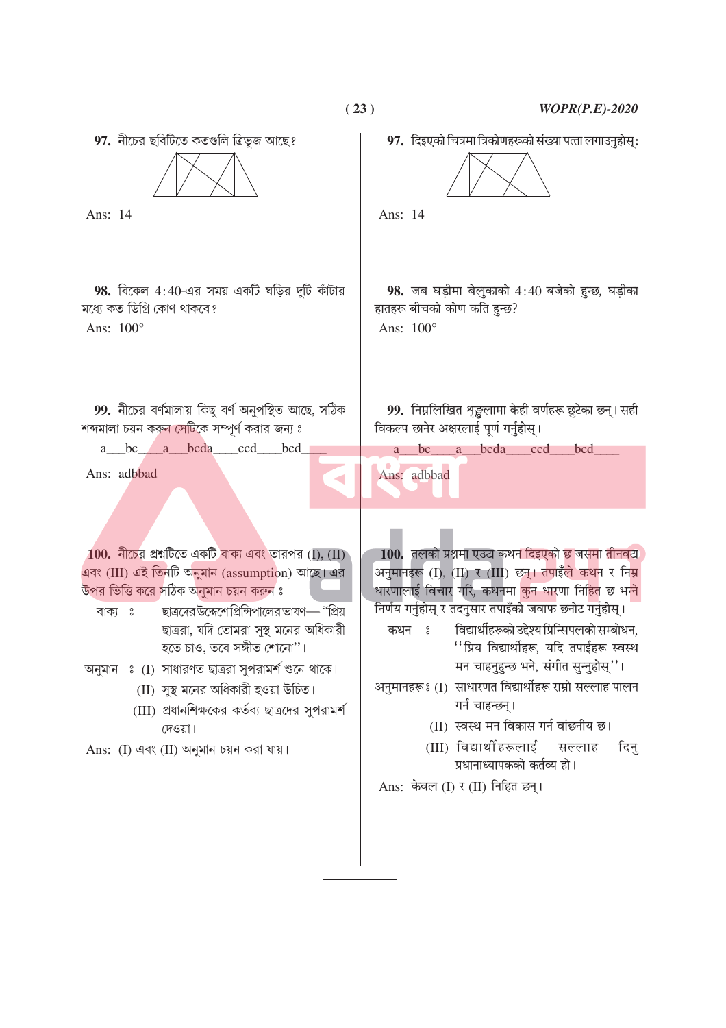**97.** নীচের ছবিটিতে কতগুলি ত্রিভুজ আছে?

Ans: 14

**98.** বিকেল 4:40-এর সময় একটি ঘড়ির দুটি কাঁটার মধ্যে কত ডিগ্রি কোণ থাকবে?

Ans: 100°

**99.** নীচের বর্ণমালায় কিছু বর্ণ অনুপস্থিত আছে, সঠিক শব্দমালা চয়ন করুন সেটিকে সম্পূর্ণ করার জন্য ঃ

a___bc___a___bcda___ccd___bcd___

Ans: adbbad

**100.** নীচের প্রশ্নটিতে একটি বাক্য এবং তারপর (I), (II) এবং (III) এই তিনটি অনুমান (assumption) আছে। এর উপর ভিত্তি করে সঠিক অনুমান চয়ন করুন ঃ

বাক্য ঃ ছাত্রদের উদ্দেশে প্রিন্সিপালের ভাষণ— "প্রিয় ছাত্ররা, যদি তোমরা সুস্থ মনের অধিকারী হতে চাও, তবে সঙ্গীত শোনো"।

অনুমান ঃ (I) সাধারণত ছাত্ররা সুপরামর্শ শুনে থাকে।

(II) সুস্থ মনের অধিকারী হওয়া উচিত।

(III) প্রধানশিক্ষকের কর্তব্য ছাত্রদের সুপরামর্শ দেওয়া।

Ans: (I) এবং (II) অনুমান চয়ন করা যায়।

**97.** दिइएको चित्रमा त्रिकोणहरूको संख्या पत्ता लगाउनुहोस्:

Ans: 14

**98.** जब घड़ीमा बेलुकाको 4:40 बजेको हुन्छ, घड़ीका हातहरू बीचको कोण कति हुन्छ?

Ans: 100°

**99.** निम्नलिखित शृङ्खलामा केही वर्णहरू छुटेका छन्। सही विकल्प छानेर अक्षरलाई पूर्ण गर्नुहोस्।

a___bc___a___bcda___ccd___bcd___

Ans: adbbad

**100.** तलको प्रश्नमा एउटा कथन दिइएको छ जसमा तीनवटा अनुमानहरू (I), (II) र (III) छन्। तपाइँले कथन र निम्न धारणालाई विचार गरि, कथनमा कुन धारणा निहित छ भन्ने निर्णय गर्नुहोस् र तदनुसार तपाइँको जवाफ छनोट गर्नुहोस्।

कथन ः विद्यार्थीहरूको उद्देश्य प्रिन्सिपलको सम्बोधन, "प्रिय विद्यार्थीहरू, यदि तपाईहरू स्वस्थ मन चाहनुहुन्छ भने, संगीत सुन्नुहोस्"।

अनुमानहरू ः (I) साधारणत विद्यार्थीहरू राम्रो सल्लाह पालन गर्न चाहन्छन्।

(II) स्वस्थ मन विकास गर्न वांछनीय छ।

(III) विद्यार्थीहरूलाई सल्लाह दिनु प्रधानाध्यापकको कर्तव्य हो।

Ans: केवल (I) र (II) निहित छन्।